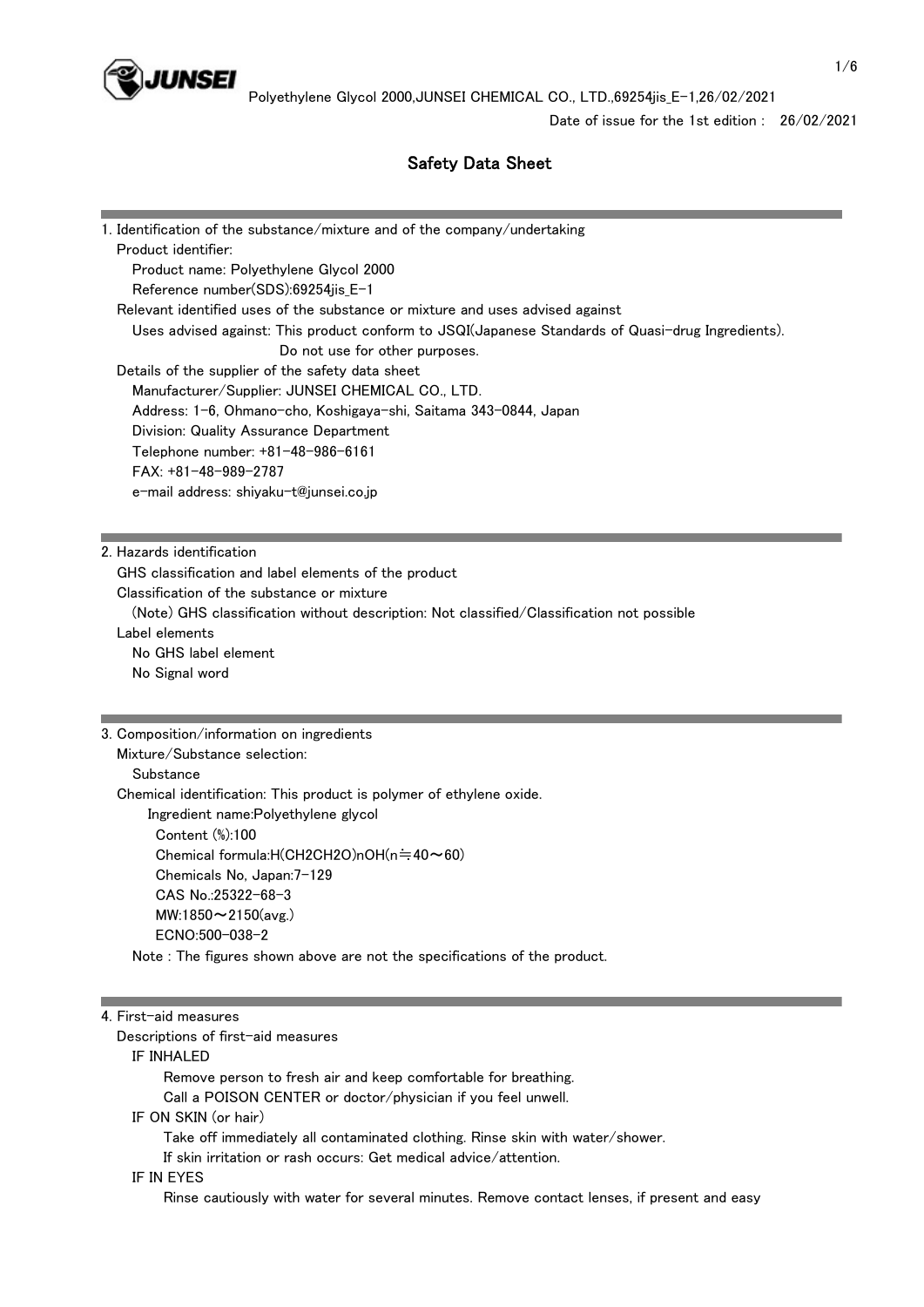# Safety Data Sheet

Date of issue for the 1st edition : 26/02/2021

## 1. Identification of the substance/mixture and of the company/undertaking

Product identifier:

Product name: Polyethylene Glycol 2000

Reference number(SDS):69254jis_E-1

Relevant identified uses of the substance or mixture and uses advised against

Uses advised against: This product conform to JSQI(Japanese Standards of Quasi-drug Ingredients).
Do not use for other purposes.

Details of the supplier of the safety data sheet

Manufacturer/Supplier: JUNSEI CHEMICAL CO., LTD.

Address: 1-6, Ohmano-cho, Koshigaya-shi, Saitama 343-0844, Japan

Division: Quality Assurance Department

Telephone number: +81-48-986-6161

FAX: +81-48-989-2787

e-mail address: shiyaku-t@junsei.co.jp

## 2. Hazards identification

GHS classification and label elements of the product

Classification of the substance or mixture

(Note) GHS classification without description: Not classified/Classification not possible

Label elements

No GHS label element

No Signal word

## 3. Composition/information on ingredients

Mixture/Substance selection:

Substance

Chemical identification: This product is polymer of ethylene oxide.

Ingredient name:Polyethylene glycol

Content (%):100

Chemical formula:$H(CH_2CH_2O)_nOH$(n≒40～60)

Chemicals No, Japan:7-129

CAS No.:25322-68-3

MW:1850～2150(avg.)

ECNO:500-038-2

Note : The figures shown above are not the specifications of the product.

## 4. First-aid measures

Descriptions of first-aid measures

IF INHALED

Remove person to fresh air and keep comfortable for breathing.
Call a POISON CENTER or doctor/physician if you feel unwell.

IF ON SKIN (or hair)

Take off immediately all contaminated clothing. Rinse skin with water/shower.
If skin irritation or rash occurs: Get medical advice/attention.

IF IN EYES

Rinse cautiously with water for several minutes. Remove contact lenses, if present and easy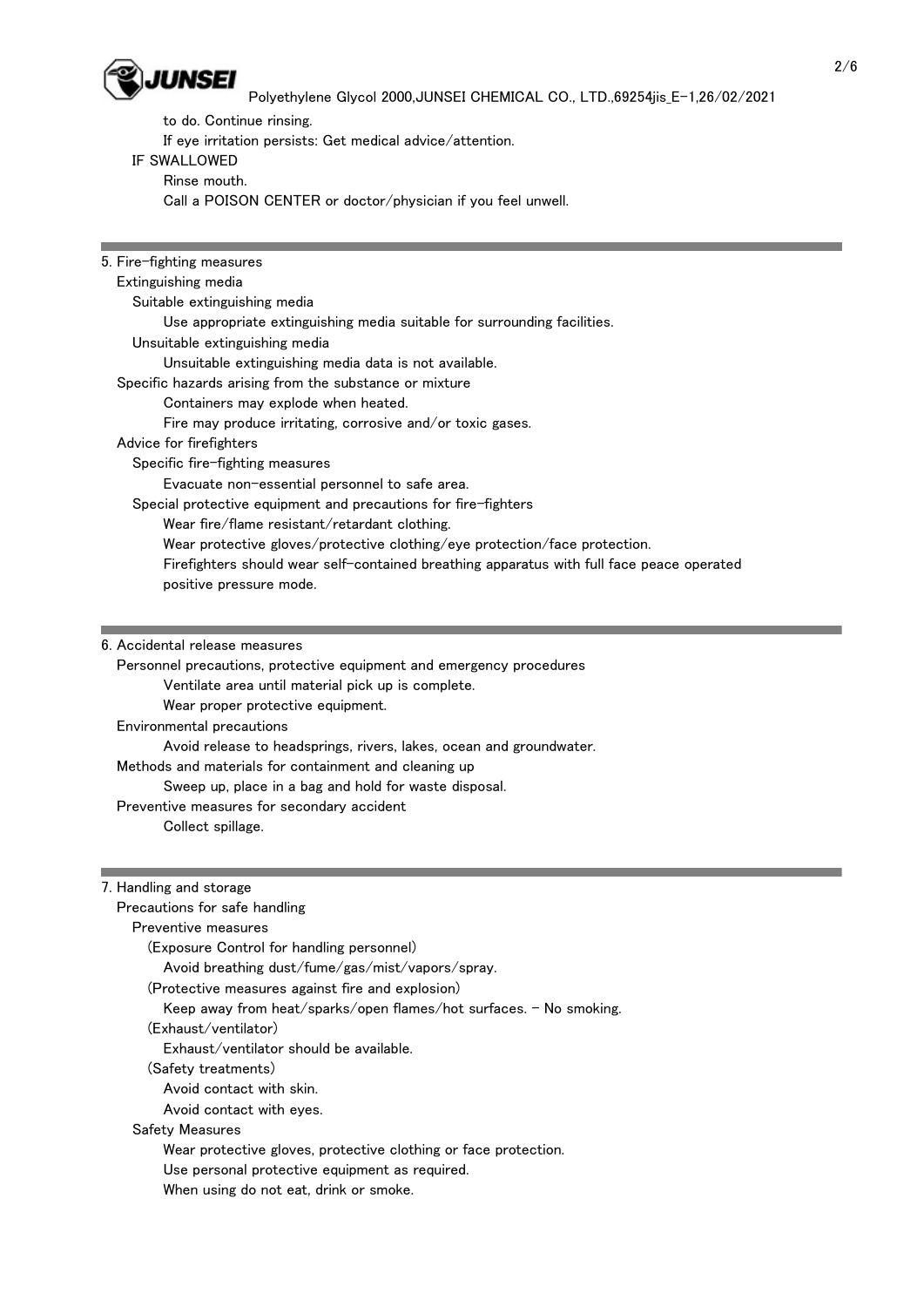to do. Continue rinsing.

If eye irritation persists: Get medical advice/attention.

IF SWALLOWED

Rinse mouth.

Call a POISON CENTER or doctor/physician if you feel unwell.

## 5. Fire-fighting measures

Extinguishing media

Suitable extinguishing media

Use appropriate extinguishing media suitable for surrounding facilities.

Unsuitable extinguishing media

Unsuitable extinguishing media data is not available.

Specific hazards arising from the substance or mixture

Containers may explode when heated.

Fire may produce irritating, corrosive and/or toxic gases.

Advice for firefighters

Specific fire-fighting measures

Evacuate non-essential personnel to safe area.

Special protective equipment and precautions for fire-fighters

Wear fire/flame resistant/retardant clothing.

Wear protective gloves/protective clothing/eye protection/face protection.

Firefighters should wear self-contained breathing apparatus with full face peace operated positive pressure mode.

## 6. Accidental release measures

Personnel precautions, protective equipment and emergency procedures

Ventilate area until material pick up is complete.

Wear proper protective equipment.

Environmental precautions

Avoid release to headsprings, rivers, lakes, ocean and groundwater.

Methods and materials for containment and cleaning up

Sweep up, place in a bag and hold for waste disposal.

Preventive measures for secondary accident

Collect spillage.

## 7. Handling and storage

Precautions for safe handling

Preventive measures

(Exposure Control for handling personnel)

Avoid breathing dust/fume/gas/mist/vapors/spray.

(Protective measures against fire and explosion)

Keep away from heat/sparks/open flames/hot surfaces. - No smoking.

(Exhaust/ventilator)

Exhaust/ventilator should be available.

(Safety treatments)

Avoid contact with skin.

Avoid contact with eyes.

Safety Measures

Wear protective gloves, protective clothing or face protection.

Use personal protective equipment as required.

When using do not eat, drink or smoke.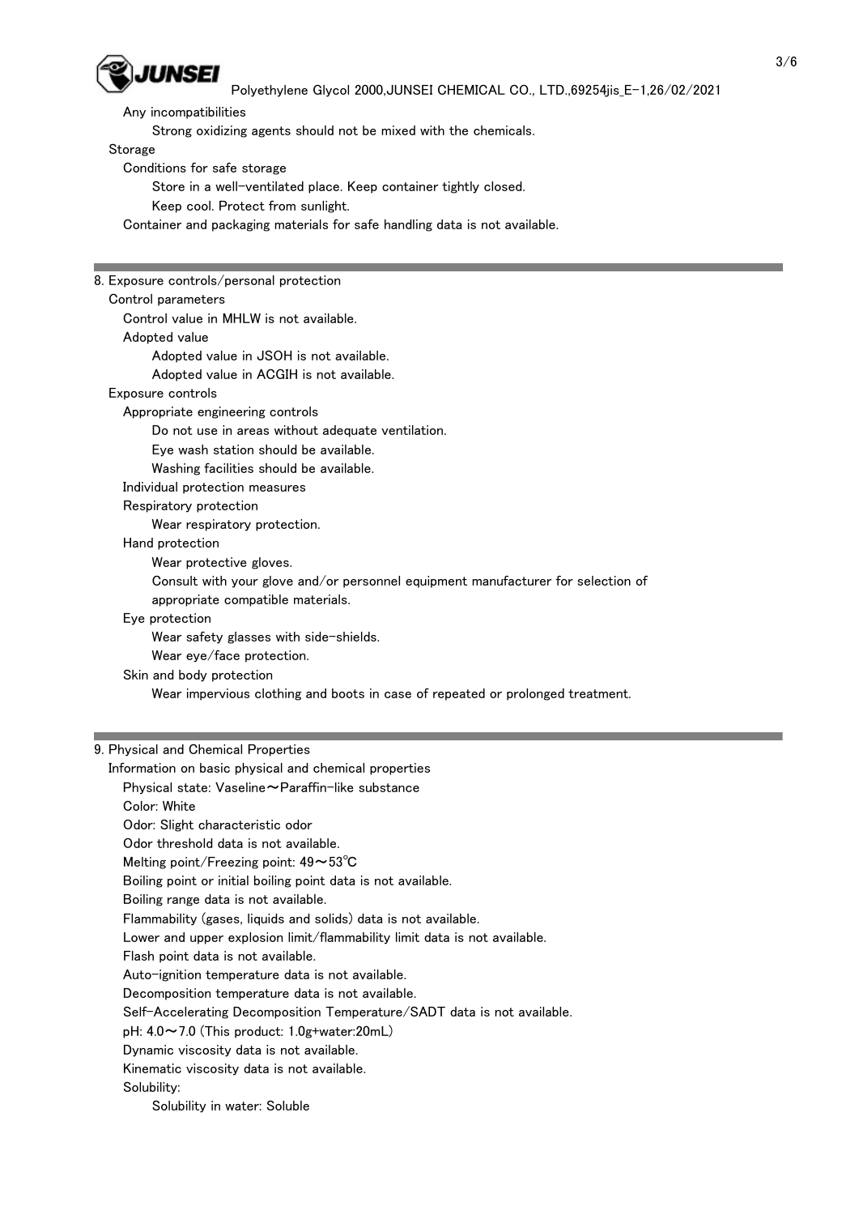Any incompatibilities

Strong oxidizing agents should not be mixed with the chemicals.

Storage

Conditions for safe storage

Store in a well-ventilated place. Keep container tightly closed.

Keep cool. Protect from sunlight.

Container and packaging materials for safe handling data is not available.

## 8. Exposure controls/personal protection

Control parameters

Control value in MHLW is not available.

Adopted value

Adopted value in JSOH is not available.

Adopted value in ACGIH is not available.

Exposure controls

Appropriate engineering controls

Do not use in areas without adequate ventilation.

Eye wash station should be available.

Washing facilities should be available.

Individual protection measures

Respiratory protection

Wear respiratory protection.

Hand protection

Wear protective gloves.

Consult with your glove and/or personnel equipment manufacturer for selection of appropriate compatible materials.

Eye protection

Wear safety glasses with side-shields.

Wear eye/face protection.

Skin and body protection

Wear impervious clothing and boots in case of repeated or prolonged treatment.

## 9. Physical and Chemical Properties

Information on basic physical and chemical properties

Physical state: Vaseline～Paraffin-like substance

Color: White

Odor: Slight characteristic odor

Odor threshold data is not available.

Melting point/Freezing point: 49～53℃

Boiling point or initial boiling point data is not available.

Boiling range data is not available.

Flammability (gases, liquids and solids) data is not available.

Lower and upper explosion limit/flammability limit data is not available.

Flash point data is not available.

Auto-ignition temperature data is not available.

Decomposition temperature data is not available.

Self-Accelerating Decomposition Temperature/SADT data is not available.

pH: 4.0～7.0 (This product: 1.0g+water:20mL)

Dynamic viscosity data is not available.

Kinematic viscosity data is not available.

Solubility:

Solubility in water: Soluble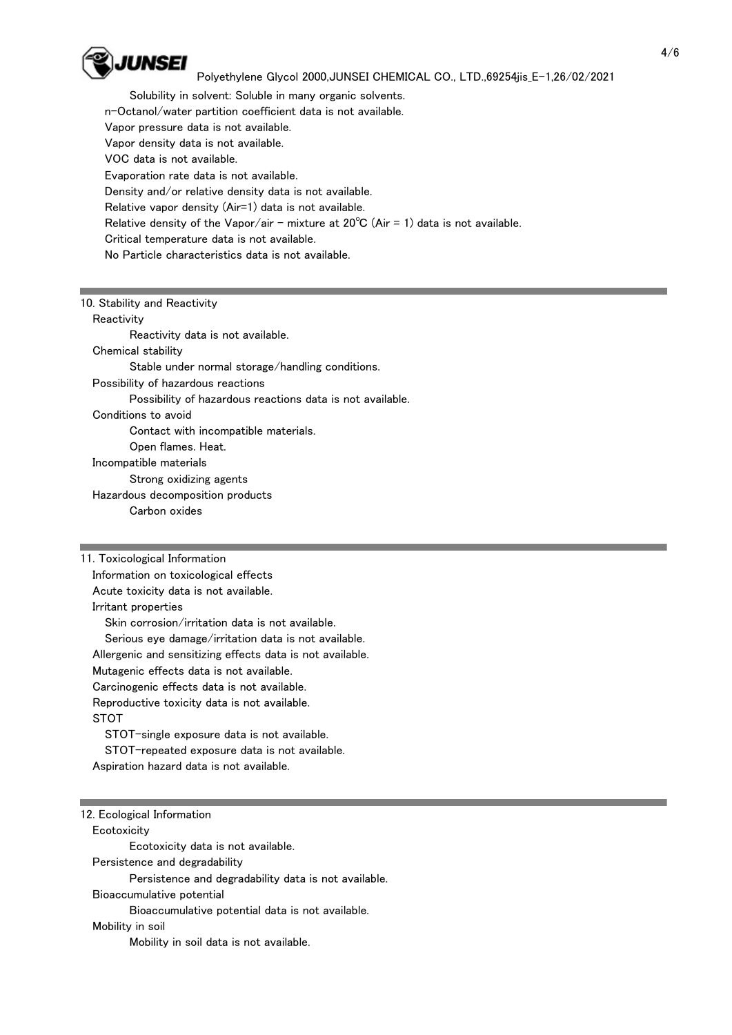Solubility in solvent: Soluble in many organic solvents.

n-Octanol/water partition coefficient data is not available.

Vapor pressure data is not available.

Vapor density data is not available.

VOC data is not available.

Evaporation rate data is not available.

Density and/or relative density data is not available.

Relative vapor density (Air=1) data is not available.

Relative density of the Vapor/air - mixture at 20℃ (Air = 1) data is not available.

Critical temperature data is not available.

No Particle characteristics data is not available.

## 10. Stability and Reactivity

**Reactivity**

Reactivity data is not available.

**Chemical stability**

Stable under normal storage/handling conditions.

**Possibility of hazardous reactions**

Possibility of hazardous reactions data is not available.

**Conditions to avoid**

Contact with incompatible materials.

Open flames. Heat.

**Incompatible materials**

Strong oxidizing agents

**Hazardous decomposition products**

Carbon oxides

## 11. Toxicological Information

Information on toxicological effects

Acute toxicity data is not available.

Irritant properties

Skin corrosion/irritation data is not available.

Serious eye damage/irritation data is not available.

Allergenic and sensitizing effects data is not available.

Mutagenic effects data is not available.

Carcinogenic effects data is not available.

Reproductive toxicity data is not available.

STOT

STOT-single exposure data is not available.

STOT-repeated exposure data is not available.

Aspiration hazard data is not available.

## 12. Ecological Information

**Ecotoxicity**

Ecotoxicity data is not available.

**Persistence and degradability**

Persistence and degradability data is not available.

**Bioaccumulative potential**

Bioaccumulative potential data is not available.

**Mobility in soil**

Mobility in soil data is not available.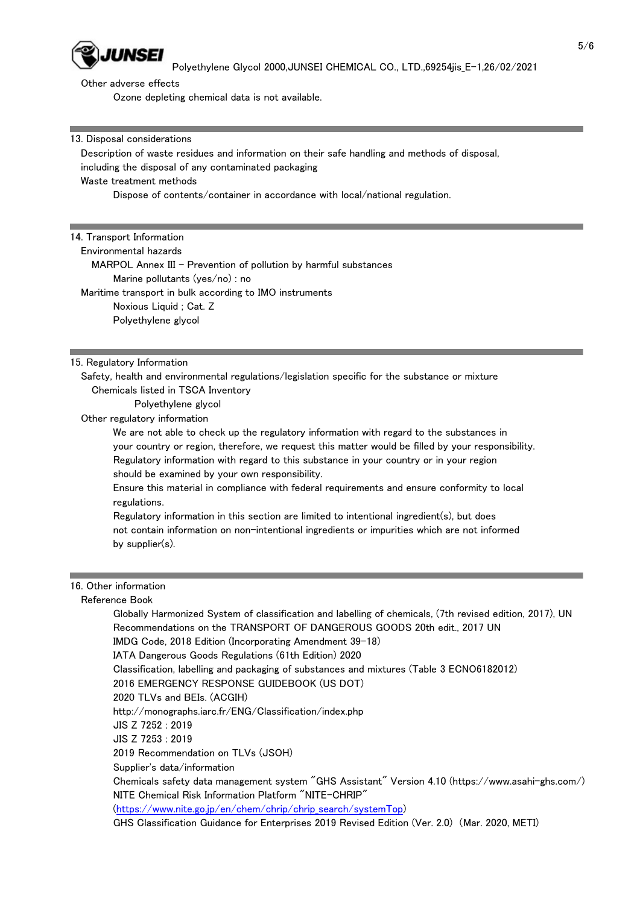Other adverse effects

Ozone depleting chemical data is not available.

## 13. Disposal considerations

Description of waste residues and information on their safe handling and methods of disposal, including the disposal of any contaminated packaging

Waste treatment methods

Dispose of contents/container in accordance with local/national regulation.

## 14. Transport Information

Environmental hazards

MARPOL Annex III – Prevention of pollution by harmful substances

Marine pollutants (yes/no) : no

Maritime transport in bulk according to IMO instruments

Noxious Liquid ; Cat. Z

Polyethylene glycol

## 15. Regulatory Information

Safety, health and environmental regulations/legislation specific for the substance or mixture

Chemicals listed in TSCA Inventory

Polyethylene glycol

Other regulatory information

We are not able to check up the regulatory information with regard to the substances in your country or region, therefore, we request this matter would be filled by your responsibility.
Regulatory information with regard to this substance in your country or in your region should be examined by your own responsibility.
Ensure this material in compliance with federal requirements and ensure conformity to local regulations.
Regulatory information in this section are limited to intentional ingredient(s), but does not contain information on non-intentional ingredients or impurities which are not informed by supplier(s).

## 16. Other information

Reference Book

Globally Harmonized System of classification and labelling of chemicals, (7th revised edition, 2017), UN
Recommendations on the TRANSPORT OF DANGEROUS GOODS 20th edit., 2017 UN
IMDG Code, 2018 Edition (Incorporating Amendment 39-18)
IATA Dangerous Goods Regulations (61th Edition) 2020
Classification, labelling and packaging of substances and mixtures (Table 3 ECNO6182012)
2016 EMERGENCY RESPONSE GUIDEBOOK (US DOT)
2020 TLVs and BEIs. (ACGIH)
http://monographs.iarc.fr/ENG/Classification/index.php
JIS Z 7252 : 2019
JIS Z 7253 : 2019
2019 Recommendation on TLVs (JSOH)
Supplier's data/information
Chemicals safety data management system "GHS Assistant" Version 4.10 (https://www.asahi-ghs.com/)
NITE Chemical Risk Information Platform "NITE-CHRIP"
(https://www.nite.go.jp/en/chem/chrip/chrip_search/systemTop)
GHS Classification Guidance for Enterprises 2019 Revised Edition (Ver. 2.0) (Mar. 2020, METI)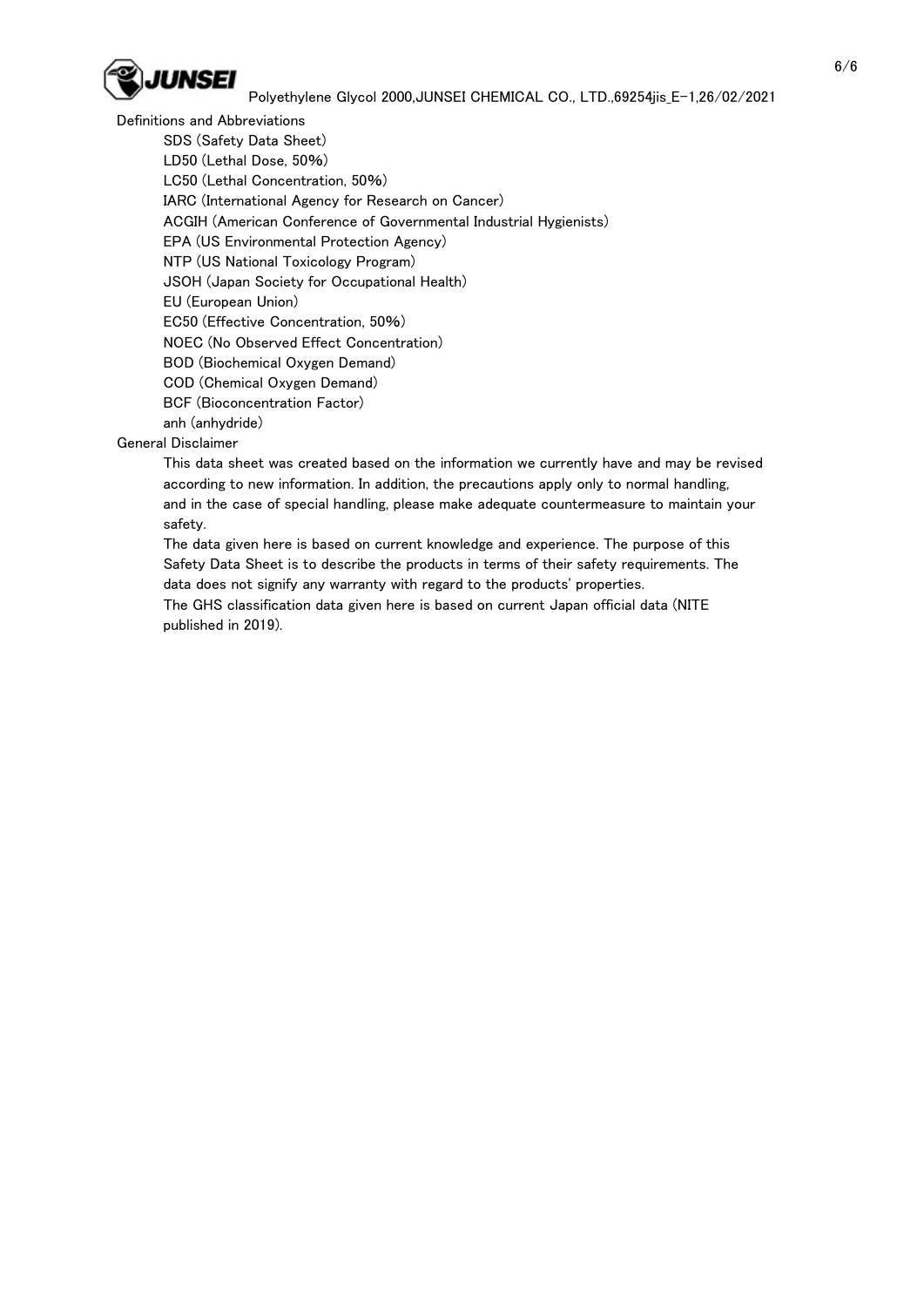Definitions and Abbreviations

- SDS (Safety Data Sheet)
- LD50 (Lethal Dose, 50%)
- LC50 (Lethal Concentration, 50%)
- IARC (International Agency for Research on Cancer)
- ACGIH (American Conference of Governmental Industrial Hygienists)
- EPA (US Environmental Protection Agency)
- NTP (US National Toxicology Program)
- JSOH (Japan Society for Occupational Health)
- EU (European Union)
- EC50 (Effective Concentration, 50%)
- NOEC (No Observed Effect Concentration)
- BOD (Biochemical Oxygen Demand)
- COD (Chemical Oxygen Demand)
- BCF (Bioconcentration Factor)
- anh (anhydride)

General Disclaimer

This data sheet was created based on the information we currently have and may be revised according to new information. In addition, the precautions apply only to normal handling, and in the case of special handling, please make adequate countermeasure to maintain your safety.

The data given here is based on current knowledge and experience. The purpose of this Safety Data Sheet is to describe the products in terms of their safety requirements. The data does not signify any warranty with regard to the products' properties.

The GHS classification data given here is based on current Japan official data (NITE published in 2019).